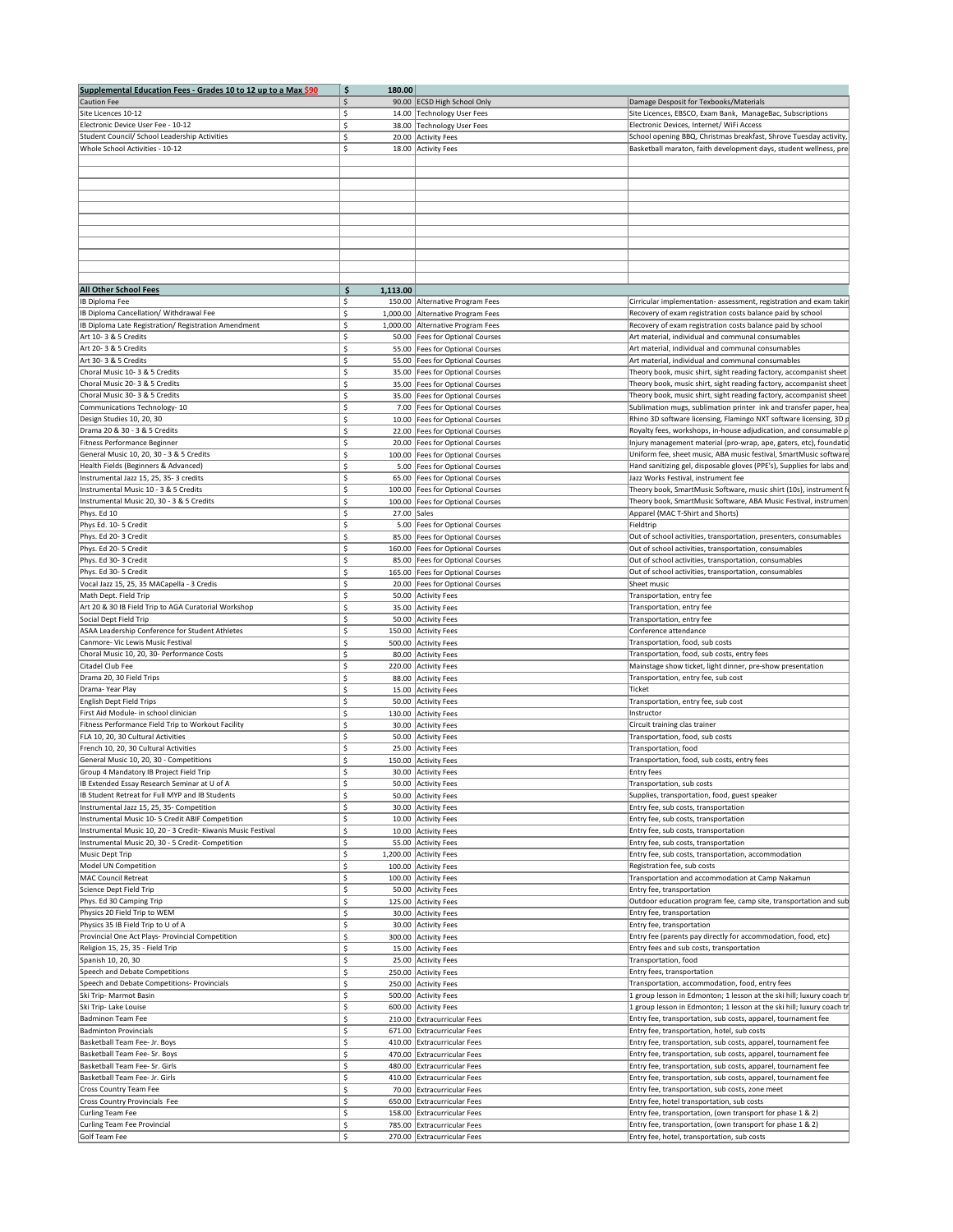| Supplemental Education Fees - Grades 10 to 12 up to a Max $90 | $ 180.00 | | |
|---|---|---|---|
| Caution Fee | $ 90.00 | ECSD High School Only | Damage Desposit for Texbooks/Materials |
| Site Licences 10-12 | $ 14.00 | Technology User Fees | Site Licences, EBSCO, Exam Bank, ManageBac, Subscriptions |
| Electronic Device User Fee - 10-12 | $ 38.00 | Technology User Fees | Electronic Devices, Internet/ WiFi Access |
| Student Council/ School Leadership Activities | $ 20.00 | Activity Fees | School opening BBQ, Christmas breakfast, Shrove Tuesday activity, |
| Whole School Activities - 10-12 | $ 18.00 | Activity Fees | Basketball maraton, faith development days, student wellness, pre |

| All Other School Fees | $ 1,113.00 | | |
|---|---|---|---|
| IB Diploma Fee | $ 150.00 | Alternative Program Fees | Cirricular implementation- assessment, registration and exam takin |
| IB Diploma Cancellation/ Withdrawal Fee | $ 1,000.00 | Alternative Program Fees | Recovery of exam registration costs balance paid by school |
| IB Diploma Late Registration/ Registration Amendment | $ 1,000.00 | Alternative Program Fees | Recovery of exam registration costs balance paid by school |
| Art 10- 3 & 5 Credits | $ 50.00 | Fees for Optional Courses | Art material, individual and communal consumables |
| Art 20- 3 & 5 Credits | $ 55.00 | Fees for Optional Courses | Art material, individual and communal consumables |
| Art 30- 3 & 5 Credits | $ 55.00 | Fees for Optional Courses | Art material, individual and communal consumables |
| Choral Music 10- 3 & 5 Credits | $ 35.00 | Fees for Optional Courses | Theory book, music shirt, sight reading factory, accompanist sheet |
| Choral Music 20- 3 & 5 Credits | $ 35.00 | Fees for Optional Courses | Theory book, music shirt, sight reading factory, accompanist sheet |
| Choral Music 30- 3 & 5 Credits | $ 35.00 | Fees for Optional Courses | Theory book, music shirt, sight reading factory, accompanist sheet |
| Communications Technology- 10 | $ 7.00 | Fees for Optional Courses | Sublimation mugs, sublimation printer ink and transfer paper, hea |
| Design Studies 10, 20, 30 | $ 10.00 | Fees for Optional Courses | Rhino 3D software licensing, Flamingo NXT software licensing, 3D p |
| Drama 20 & 30 - 3 & 5 Credits | $ 22.00 | Fees for Optional Courses | Royalty fees, workshops, in-house adjudication, and consumable p |
| Fitness Performance Beginner | $ 20.00 | Fees for Optional Courses | Injury management material (pro-wrap, ape, gaters, etc), foundatio |
| General Music 10, 20, 30 - 3 & 5 Credits | $ 100.00 | Fees for Optional Courses | Uniform fee, sheet music, ABA music festival, SmartMusic software |
| Health Fields (Beginners & Advanced) | $ 5.00 | Fees for Optional Courses | Hand sanitizing gel, disposable gloves (PPE's), Supplies for labs and |
| Instrumental Jazz 15, 25, 35- 3 credits | $ 65.00 | Fees for Optional Courses | Jazz Works Festival, instrument fee |
| Instrumental Music 10 - 3 & 5 Credits | $ 100.00 | Fees for Optional Courses | Theory book, SmartMusic Software, music shirt (10s), instrument fe |
| Instrumental Music 20, 30 - 3 & 5 Credits | $ 100.00 | Fees for Optional Courses | Theory book, SmartMusic Software, ABA Music Festival, instrumen |
| Phys. Ed 10 | $ 27.00 | Sales | Apparel (MAC T-Shirt and Shorts) |
| Phys Ed. 10- 5 Credit | $ 5.00 | Fees for Optional Courses | Fieldtrip |
| Phys. Ed 20- 3 Credit | $ 85.00 | Fees for Optional Courses | Out of school activities, transportation, presenters, consumables |
| Phys. Ed 20- 5 Credit | $ 160.00 | Fees for Optional Courses | Out of school activities, transportation, consumables |
| Phys. Ed 30- 3 Credit | $ 85.00 | Fees for Optional Courses | Out of school activities, transportation, consumables |
| Phys. Ed 30- 5 Credit | $ 165.00 | Fees for Optional Courses | Out of school activities, transportation, consumables |
| Vocal Jazz 15, 25, 35 MACapella - 3 Credis | $ 20.00 | Fees for Optional Courses | Sheet music |
| Math Dept. Field Trip | $ 50.00 | Activity Fees | Transportation, entry fee |
| Art 20 & 30 IB Field Trip to AGA Curatorial Workshop | $ 35.00 | Activity Fees | Transportation, entry fee |
| Social Dept Field Trip | $ 50.00 | Activity Fees | Transportation, entry fee |
| ASAA Leadership Conference for Student Athletes | $ 150.00 | Activity Fees | Conference attendance |
| Canmore- Vic Lewis Music Festival | $ 500.00 | Activity Fees | Transportation, food, sub costs |
| Choral Music 10, 20, 30- Performance Costs | $ 80.00 | Activity Fees | Transportation, food, sub costs, entry fees |
| Citadel Club Fee | $ 220.00 | Activity Fees | Mainstage show ticket, light dinner, pre-show presentation |
| Drama 20, 30 Field Trips | $ 88.00 | Activity Fees | Transportation, entry fee, sub cost |
| Drama- Year Play | $ 15.00 | Activity Fees | Ticket |
| English Dept Field Trips | $ 50.00 | Activity Fees | Transportation, entry fee, sub cost |
| First Aid Module- in school clinician | $ 130.00 | Activity Fees | Instructor |
| Fitness Performance Field Trip to Workout Facility | $ 30.00 | Activity Fees | Circuit training clas trainer |
| FLA 10, 20, 30 Cultural Activities | $ 50.00 | Activity Fees | Transportation, food, sub costs |
| French 10, 20, 30 Cultural Activities | $ 25.00 | Activity Fees | Transportation, food |
| General Music 10, 20, 30 - Competitions | $ 150.00 | Activity Fees | Transportation, food, sub costs, entry fees |
| Group 4 Mandatory IB Project Field Trip | $ 30.00 | Activity Fees | Entry fees |
| IB Extended Essay Research Seminar at U of A | $ 50.00 | Activity Fees | Transportation, sub costs |
| IB Student Retreat for Full MYP and IB Students | $ 50.00 | Activity Fees | Supplies, transportation, food, guest speaker |
| Instrumental Jazz 15, 25, 35- Competition | $ 30.00 | Activity Fees | Entry fee, sub costs, transportation |
| Instrumental Music 10- 5 Credit ABIF Competition | $ 10.00 | Activity Fees | Entry fee, sub costs, transportation |
| Instrumental Music 10, 20 - 3 Credit- Kiwanis Music Festival | $ 10.00 | Activity Fees | Entry fee, sub costs, transportation |
| Instrumental Music 20, 30 - 5 Credit- Competition | $ 55.00 | Activity Fees | Entry fee, sub costs, transportation |
| Music Dept Trip | $ 1,200.00 | Activity Fees | Entry fee, sub costs, transportation, accommodation |
| Model UN Competition | $ 100.00 | Activity Fees | Registration fee, sub costs |
| MAC Council Retreat | $ 100.00 | Activity Fees | Transportation and accommodation at Camp Nakamun |
| Science Dept Field Trip | $ 50.00 | Activity Fees | Entry fee, transportation |
| Phys. Ed 30 Camping Trip | $ 125.00 | Activity Fees | Outdoor education program fee, camp site, transportation and sub |
| Physics 20 Field Trip to WEM | $ 30.00 | Activity Fees | Entry fee, transportation |
| Physics 35 IB Field Trip to U of A | $ 30.00 | Activity Fees | Entry fee, transportation |
| Provincial One Act Plays- Provincial Competition | $ 300.00 | Activity Fees | Entry fee (parents pay directly for accommodation, food, etc) |
| Religion 15, 25, 35 - Field Trip | $ 15.00 | Activity Fees | Entry fees and sub costs, transportation |
| Spanish 10, 20, 30 | $ 25.00 | Activity Fees | Transportation, food |
| Speech and Debate Competitions | $ 250.00 | Activity Fees | Entry fees, transportation |
| Speech and Debate Competitions- Provincials | $ 250.00 | Activity Fees | Transportation, accommodation, food, entry fees |
| Ski Trip- Marmot Basin | $ 500.00 | Activity Fees | 1 group lesson in Edmonton; 1 lesson at the ski hill; luxury coach tr |
| Ski Trip- Lake Louise | $ 600.00 | Activity Fees | 1 group lesson in Edmonton; 1 lesson at the ski hill; luxury coach tr |
| Badminon Team Fee | $ 210.00 | Extracurricular Fees | Entry fee, transportation, sub costs, apparel, tournament fee |
| Badminton Provincials | $ 671.00 | Extracurricular Fees | Entry fee, transportation, hotel, sub costs |
| Basketball Team Fee- Jr. Boys | $ 410.00 | Extracurricular Fees | Entry fee, transportation, sub costs, apparel, tournament fee |
| Basketball Team Fee- Sr. Boys | $ 470.00 | Extracurricular Fees | Entry fee, transportation, sub costs, apparel, tournament fee |
| Basketball Team Fee- Sr. Girls | $ 480.00 | Extracurricular Fees | Entry fee, transportation, sub costs, apparel, tournament fee |
| Basketball Team Fee- Jr. Girls | $ 410.00 | Extracurricular Fees | Entry fee, transportation, sub costs, apparel, tournament fee |
| Cross Country Team Fee | $ 70.00 | Extracurricular Fees | Entry fee, transportation, sub costs, zone meet |
| Cross Country Provincials Fee | $ 650.00 | Extracurricular Fees | Entry fee, hotel transportation, sub costs |
| Curling Team Fee | $ 158.00 | Extracurricular Fees | Entry fee, transportation, (own transport for phase 1 & 2) |
| Curling Team Fee Provincial | $ 785.00 | Extracurricular Fees | Entry fee, transportation, (own transport for phase 1 & 2) |
| Golf Team Fee | $ 270.00 | Extracurricular Fees | Entry fee, hotel, transportation, sub costs |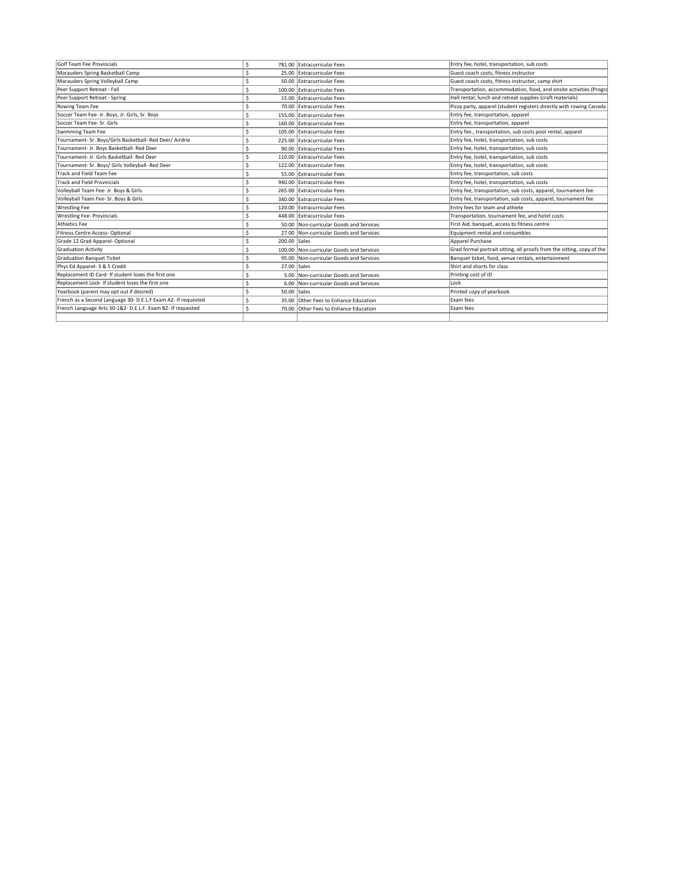| | | | | |
|---|---|---|---|---|
| Golf Team Fee Provincials | $ | 781.00 | Extracurricular Fees | Entry fee, hotel, transportation, sub costs |
| Marauders Spring Basketball Camp | $ | 25.00 | Extracurricular Fees | Guest coach costs, fitness instructor |
| Marauders Spring Volleyball Camp | $ | 50.00 | Extracurricular Fees | Guest coach costs, fitness instructor, camp shirt |
| Peer Support Retreat - Fall | $ | 100.00 | Extracurricular Fees | Transportation, accommodation, food, and onsite activities (Progra |
| Peer Support Retreat - Spring | $ | 15.00 | Extracurricular Fees | Hall rental, lunch and retreat supplies (craft materials) |
| Rowing Team Fee | $ | 70.00 | Extracurricular Fees | Pizza party, apparel (student registers directly with rowing Canada |
| Soccer Team Fee- Jr. Boys, Jr. Girls, Sr. Boys | $ | 155.00 | Extracurricular Fees | Entry fee, transportation, apparel |
| Soccer Team Fee- Sr. Girls | $ | 160.00 | Extracurricular Fees | Entry fee, transportation, apparel |
| Swimming Team Fee | $ | 105.00 | Extracurricular Fees | Entry fee., transportation, sub costs pool rental, apparel |
| Tournament- Sr. Boys/Girls Basketball- Red Deer/ Airdrie | $ | 225.00 | Extracurricular Fees | Entry fee, hotel, transportation, sub costs |
| Tournament- Jr. Boys Basketball- Red Deer | $ | 90.00 | Extracurricular Fees | Entry fee, hotel, transportation, sub costs |
| Tournament- Jr. Girls Basketball- Red Deer | $ | 110.00 | Extracurricular Fees | Entry fee, hotel, transportation, sub costs |
| Tournament- Sr. Boys/ Girls Volleyball- Red Deer | $ | 122.00 | Extracurricular Fees | Entry fee, hotel, transportation, sub costs |
| Track and Field Team Fee | $ | 55.00 | Extracurricular Fees | Entry fee, transportation, sub costs |
| Track and Field Provincials | $ | 940.00 | Extracurricular Fees | Entry fee, hotel, transportation, sub costs |
| Volleyball Team Fee- Jr. Boys & Girls | $ | 265.00 | Extracurricular Fees | Entry fee, transportation, sub costs, apparel, tournament fee |
| Volleyball Team Fee- Sr. Boys & Girls | $ | 340.00 | Extracurricular Fees | Entry fee, transportation, sub costs, apparel, tournament fee |
| Wrestling Fee | $ | 120.00 | Extracurricular Fees | Entry fees for team and athlete |
| Wrestling Fee- Provincials | $ | 448.00 | Extracurricular Fees | Transportation, tournament fee, and hotel costs |
| Athletics Fee | $ | 50.00 | Non-curricular Goods and Services | First Aid, banquet, access to fitness centre |
| Fitness Centre Access- Optional | $ | 27.00 | Non-curricular Goods and Services | Equipment rental and consumbles |
| Grade 12 Grad Apparel- Optional | $ | 200.00 | Sales | Apparel Purchase |
| Graduation Activity | $ | 100.00 | Non-curricular Goods and Services | Grad formal portrait sitting, all proofs from the sitting, copy of the |
| Graduation Banquet Ticket | $ | 95.00 | Non-curricular Goods and Services | Banquet ticket, food, venue rentals, entertainment |
| Phys Ed Apparel- 3 & 5 Credit | $ | 27.00 | Sales | Shirt and shorts for class |
| Replacement ID Card- If student loses the first one | $ | 5.00 | Non-curricular Goods and Services | Printing cost of ID |
| Replacement Lock- If student loses the first one | $ | 6.00 | Non-curricular Goods and Services | Lock |
| Yearbook (parent may opt out if desired) | $ | 50.00 | Sales | Printed copy of yearbook |
| French as a Second Language 30- D.E.L.F Exam A2- If requested | $ | 35.00 | Other Fees to Enhance Education | Exam fees |
| French Language Arts 30-1&2- D.E.L.F. Exam B2- If requested | $ | 70.00 | Other Fees to Enhance Education | Exam fees |
| | | | | |